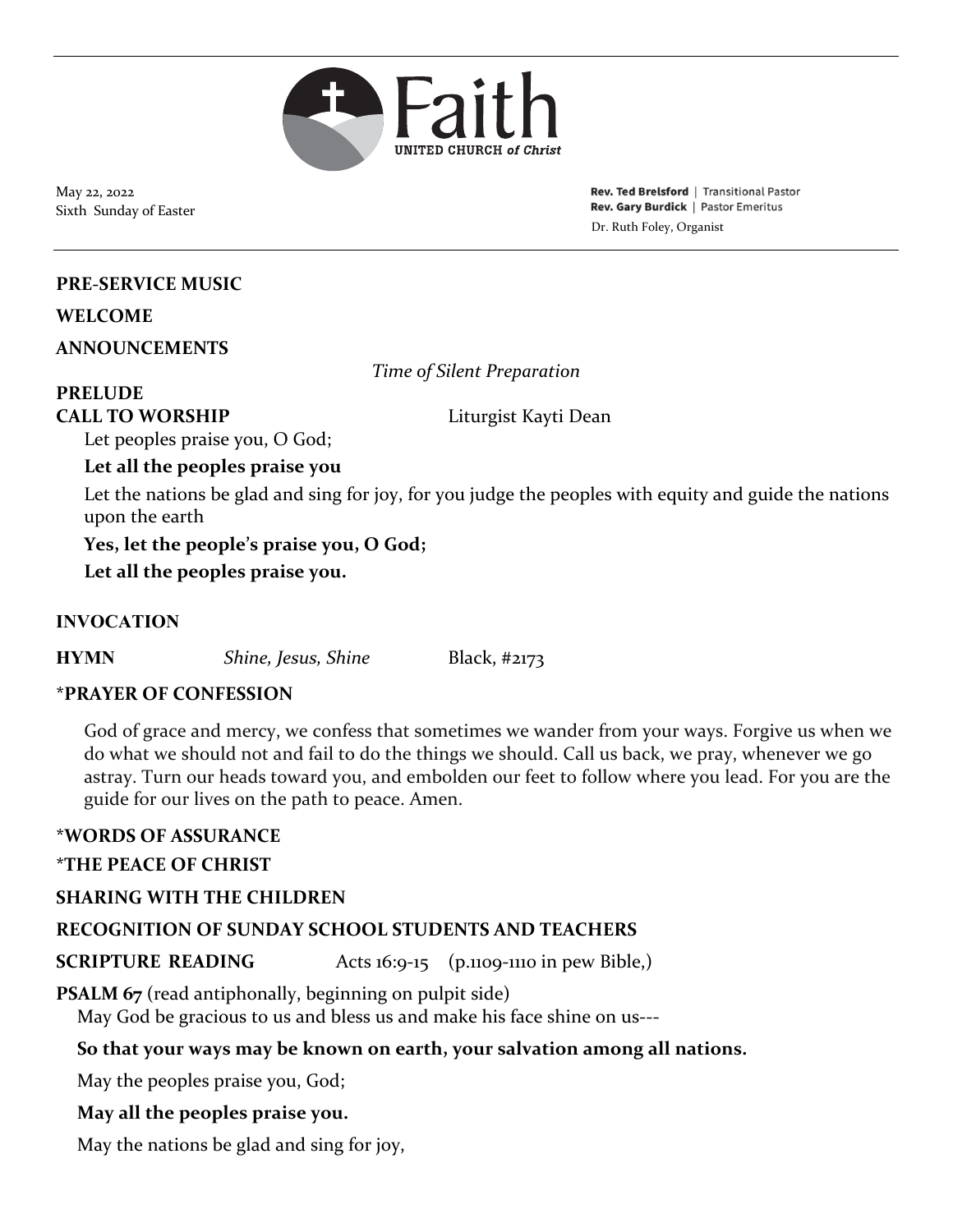# Faith

UNITED CHURCH *of Christ*

May 22, 2022
Sixth Sunday of Easter

**Rev. Ted Brelsford** | Transitional Pastor
**Rev. Gary Burdick** | Pastor Emeritus
Dr. Ruth Foley, Organist

---

**PRE-SERVICE MUSIC**

**WELCOME**

**ANNOUNCEMENTS**

*Time of Silent Preparation*

**PRELUDE**

**CALL TO WORSHIP** Liturgist Kayti Dean

Let peoples praise you, O God;

**Let all the peoples praise you**

Let the nations be glad and sing for joy, for you judge the peoples with equity and guide the nations upon the earth

**Yes, let the people's praise you, O God;**

**Let all the peoples praise you.**

**INVOCATION**

**HYMN** *Shine, Jesus, Shine* Black, #2173

**\*PRAYER OF CONFESSION**

God of grace and mercy, we confess that sometimes we wander from your ways. Forgive us when we do what we should not and fail to do the things we should. Call us back, we pray, whenever we go astray. Turn our heads toward you, and embolden our feet to follow where you lead. For you are the guide for our lives on the path to peace. Amen.

**\*WORDS OF ASSURANCE**

**\*THE PEACE OF CHRIST**

**SHARING WITH THE CHILDREN**

**RECOGNITION OF SUNDAY SCHOOL STUDENTS AND TEACHERS**

**SCRIPTURE READING** Acts 16:9-15 (p.1109-1110 in pew Bible,)

**PSALM 67** (read antiphonally, beginning on pulpit side)

May God be gracious to us and bless us and make his face shine on us---

**So that your ways may be known on earth, your salvation among all nations.**

May the peoples praise you, God;

**May all the peoples praise you.**

May the nations be glad and sing for joy,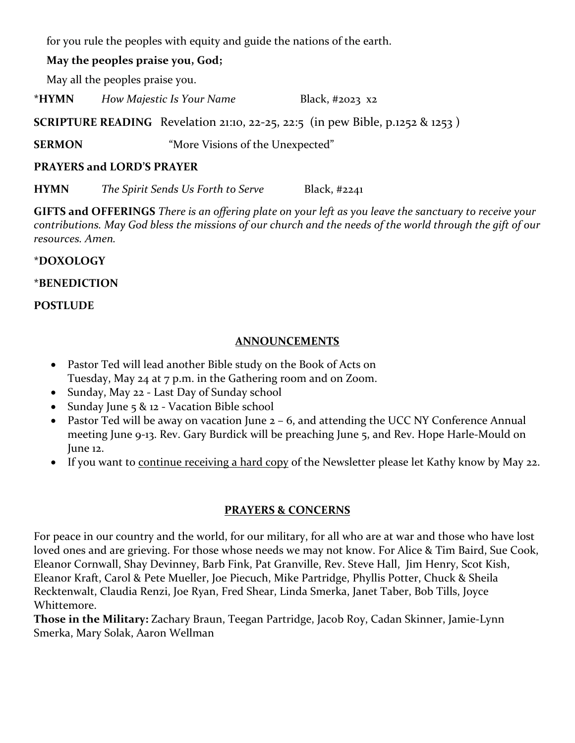for you rule the peoples with equity and guide the nations of the earth.

**May the peoples praise you, God;**

May all the peoples praise you.

***HYMN** *How Majestic Is Your Name* Black, #2023 x2

**SCRIPTURE READING** Revelation 21:10, 22-25, 22:5 (in pew Bible, p.1252 & 1253 )

**SERMON** "More Visions of the Unexpected"

**PRAYERS and LORD'S PRAYER**

**HYMN** *The Spirit Sends Us Forth to Serve* Black, #2241

**GIFTS and OFFERINGS** *There is an offering plate on your left as you leave the sanctuary to receive your contributions. May God bless the missions of our church and the needs of the world through the gift of our resources. Amen.*

***DOXOLOGY**

***BENEDICTION**

**POSTLUDE**

## ANNOUNCEMENTS

- Pastor Ted will lead another Bible study on the Book of Acts on Tuesday, May 24 at 7 p.m. in the Gathering room and on Zoom.
- Sunday, May 22 - Last Day of Sunday school
- Sunday June 5 & 12 - Vacation Bible school
- Pastor Ted will be away on vacation June 2 – 6, and attending the UCC NY Conference Annual meeting June 9-13. Rev. Gary Burdick will be preaching June 5, and Rev. Hope Harle-Mould on June 12.
- If you want to continue receiving a hard copy of the Newsletter please let Kathy know by May 22.

## PRAYERS & CONCERNS

For peace in our country and the world, for our military, for all who are at war and those who have lost loved ones and are grieving. For those whose needs we may not know. For Alice & Tim Baird, Sue Cook, Eleanor Cornwall, Shay Devinney, Barb Fink, Pat Granville, Rev. Steve Hall, Jim Henry, Scot Kish, Eleanor Kraft, Carol & Pete Mueller, Joe Piecuch, Mike Partridge, Phyllis Potter, Chuck & Sheila Recktenwalt, Claudia Renzi, Joe Ryan, Fred Shear, Linda Smerka, Janet Taber, Bob Tills, Joyce Whittemore.

**Those in the Military:** Zachary Braun, Teegan Partridge, Jacob Roy, Cadan Skinner, Jamie-Lynn Smerka, Mary Solak, Aaron Wellman